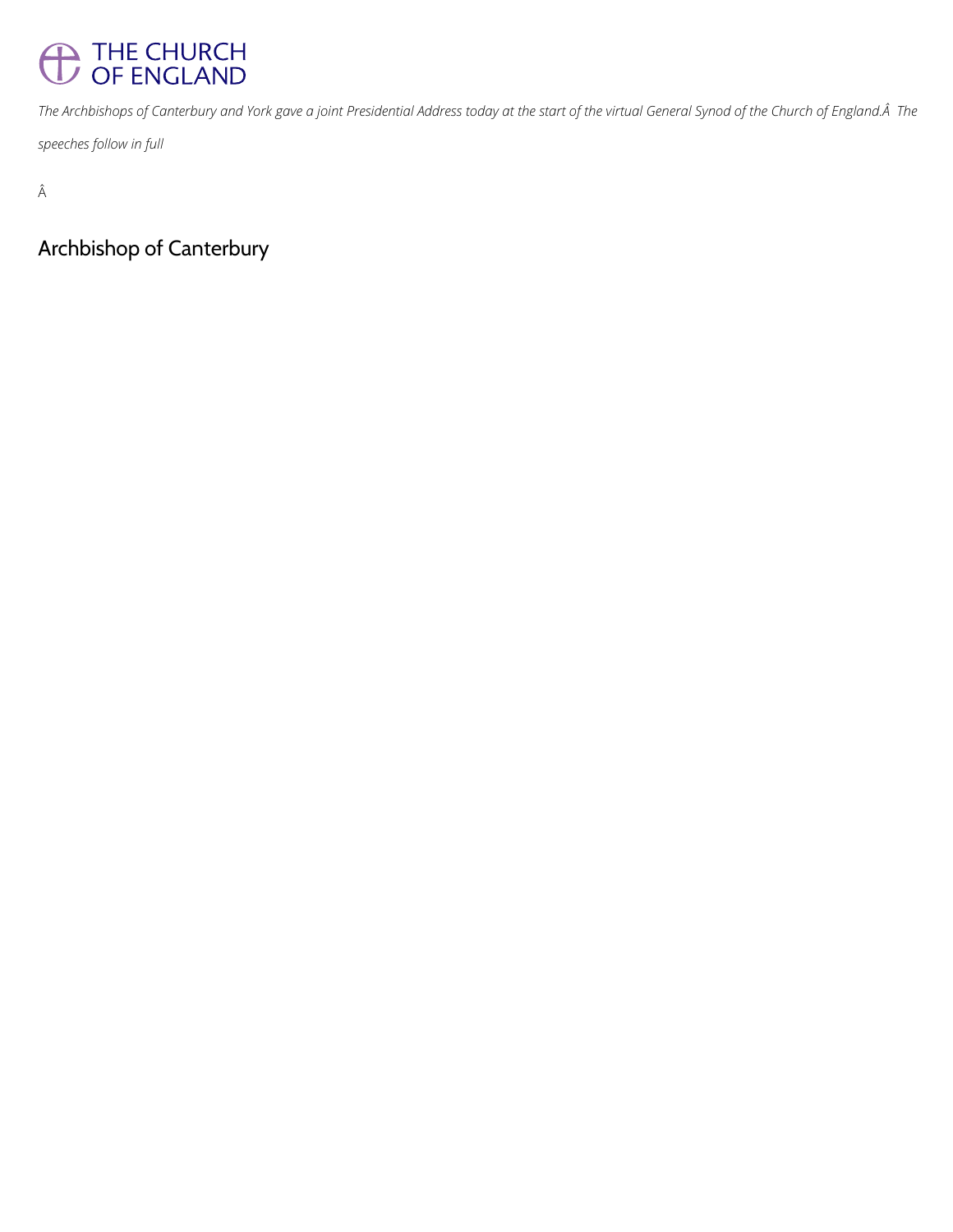# THE CHURCH OF ENGLAND

*The Archbishops of Canterbury and York gave a joint Presidential Address today at the start of the virtual General Synod of the Church of England.Â  The speeches follow in full*

Â

## Archbishop of Canterbury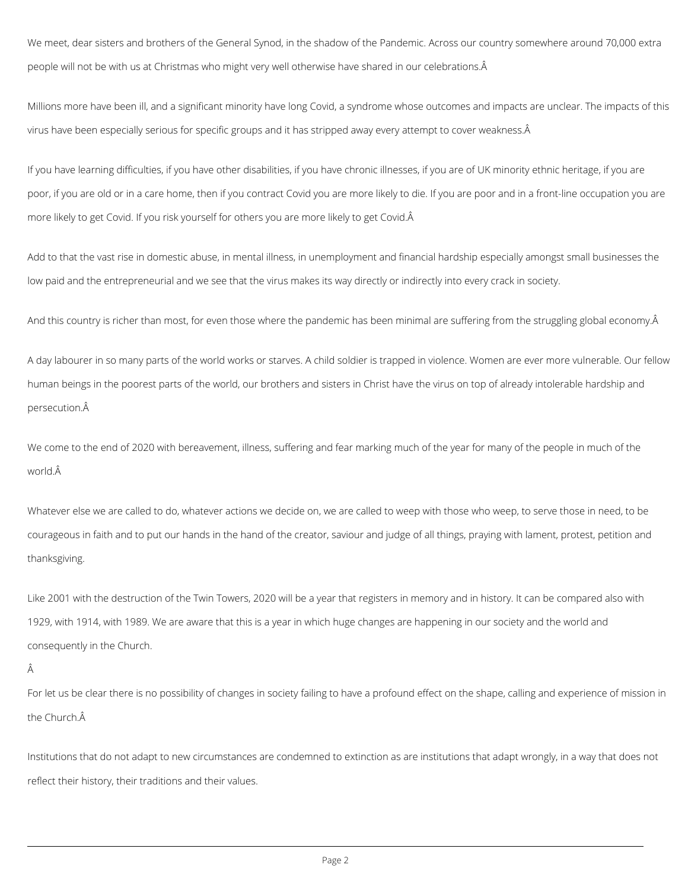We meet, dear sisters and brothers of the General Synod, in the shadow of the Pandemic. Across our country somewhere around 70,000 extra people will not be with us at Christmas who might very well otherwise have shared in our celebrations.Â

Millions more have been ill, and a significant minority have long Covid, a syndrome whose outcomes and impacts are unclear. The impacts of this virus have been especially serious for specific groups and it has stripped away every attempt to cover weakness.Â

If you have learning difficulties, if you have other disabilities, if you have chronic illnesses, if you are of UK minority ethnic heritage, if you are poor, if you are old or in a care home, then if you contract Covid you are more likely to die. If you are poor and in a front-line occupation you are more likely to get Covid. If you risk yourself for others you are more likely to get Covid.Â

Add to that the vast rise in domestic abuse, in mental illness, in unemployment and financial hardship especially amongst small businesses the low paid and the entrepreneurial and we see that the virus makes its way directly or indirectly into every crack in society.

And this country is richer than most, for even those where the pandemic has been minimal are suffering from the struggling global economy.Â

A day labourer in so many parts of the world works or starves. A child soldier is trapped in violence. Women are ever more vulnerable. Our fellow human beings in the poorest parts of the world, our brothers and sisters in Christ have the virus on top of already intolerable hardship and persecution.Â

We come to the end of 2020 with bereavement, illness, suffering and fear marking much of the year for many of the people in much of the world.Â

Whatever else we are called to do, whatever actions we decide on, we are called to weep with those who weep, to serve those in need, to be courageous in faith and to put our hands in the hand of the creator, saviour and judge of all things, praying with lament, protest, petition and thanksgiving.

Like 2001 with the destruction of the Twin Towers, 2020 will be a year that registers in memory and in history. It can be compared also with 1929, with 1914, with 1989. We are aware that this is a year in which huge changes are happening in our society and the world and consequently in the Church.

Â

For let us be clear there is no possibility of changes in society failing to have a profound effect on the shape, calling and experience of mission in the Church.Â

Institutions that do not adapt to new circumstances are condemned to extinction as are institutions that adapt wrongly, in a way that does not reflect their history, their traditions and their values.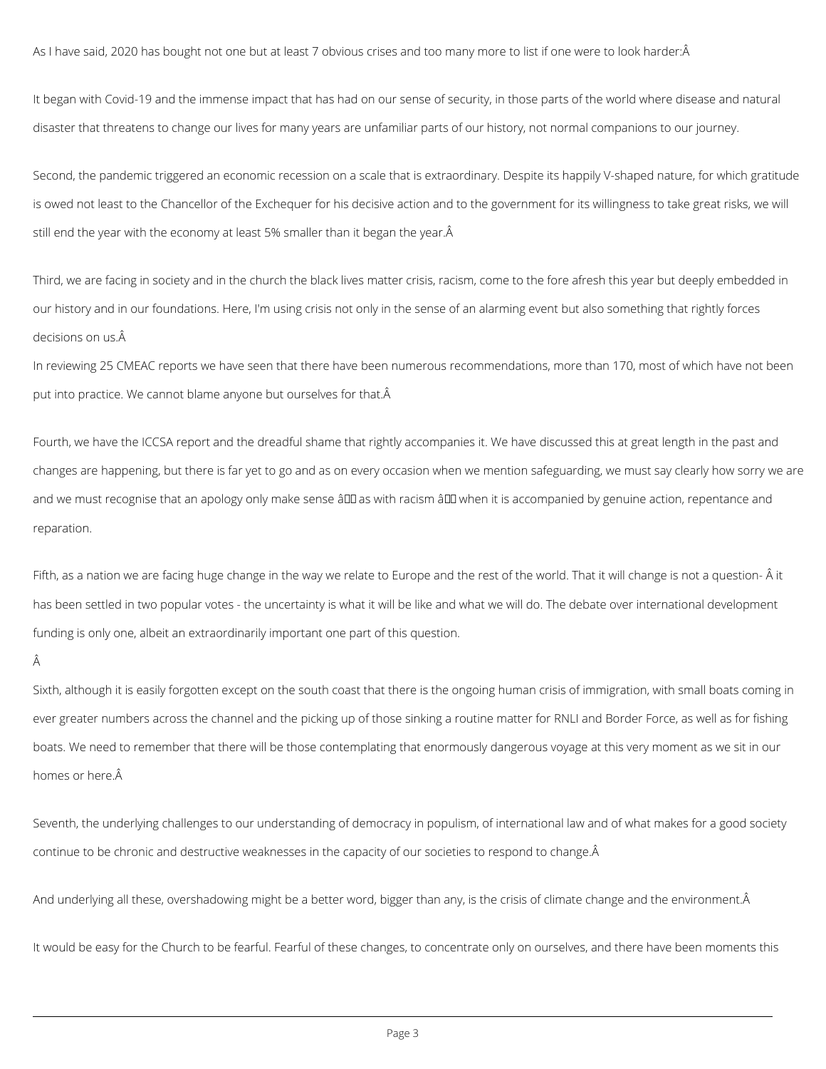As I have said, 2020 has bought not one but at least 7 obvious crises and too many more to list if one were to look harder:Â

It began with Covid-19 and the immense impact that has had on our sense of security, in those parts of the world where disease and natural disaster that threatens to change our lives for many years are unfamiliar parts of our history, not normal companions to our journey.

Second, the pandemic triggered an economic recession on a scale that is extraordinary. Despite its happily V-shaped nature, for which gratitude is owed not least to the Chancellor of the Exchequer for his decisive action and to the government for its willingness to take great risks, we will still end the year with the economy at least 5% smaller than it began the year.Â

Third, we are facing in society and in the church the black lives matter crisis, racism, come to the fore afresh this year but deeply embedded in our history and in our foundations. Here, I'm using crisis not only in the sense of an alarming event but also something that rightly forces decisions on us.Â

In reviewing 25 CMEAC reports we have seen that there have been numerous recommendations, more than 170, most of which have not been put into practice. We cannot blame anyone but ourselves for that.Â

Fourth, we have the ICCSA report and the dreadful shame that rightly accompanies it. We have discussed this at great length in the past and changes are happening, but there is far yet to go and as on every occasion when we mention safeguarding, we must say clearly how sorry we are and we must recognise that an apology only make sense â as with racism â when it is accompanied by genuine action, repentance and reparation.

Fifth, as a nation we are facing huge change in the way we relate to Europe and the rest of the world. That it will change is not a question- Â it has been settled in two popular votes - the uncertainty is what it will be like and what we will do. The debate over international development funding is only one, albeit an extraordinarily important one part of this question.

Â

Sixth, although it is easily forgotten except on the south coast that there is the ongoing human crisis of immigration, with small boats coming in ever greater numbers across the channel and the picking up of those sinking a routine matter for RNLI and Border Force, as well as for fishing boats. We need to remember that there will be those contemplating that enormously dangerous voyage at this very moment as we sit in our homes or here.Â

Seventh, the underlying challenges to our understanding of democracy in populism, of international law and of what makes for a good society continue to be chronic and destructive weaknesses in the capacity of our societies to respond to change.Â

And underlying all these, overshadowing might be a better word, bigger than any, is the crisis of climate change and the environment.Â

It would be easy for the Church to be fearful. Fearful of these changes, to concentrate only on ourselves, and there have been moments this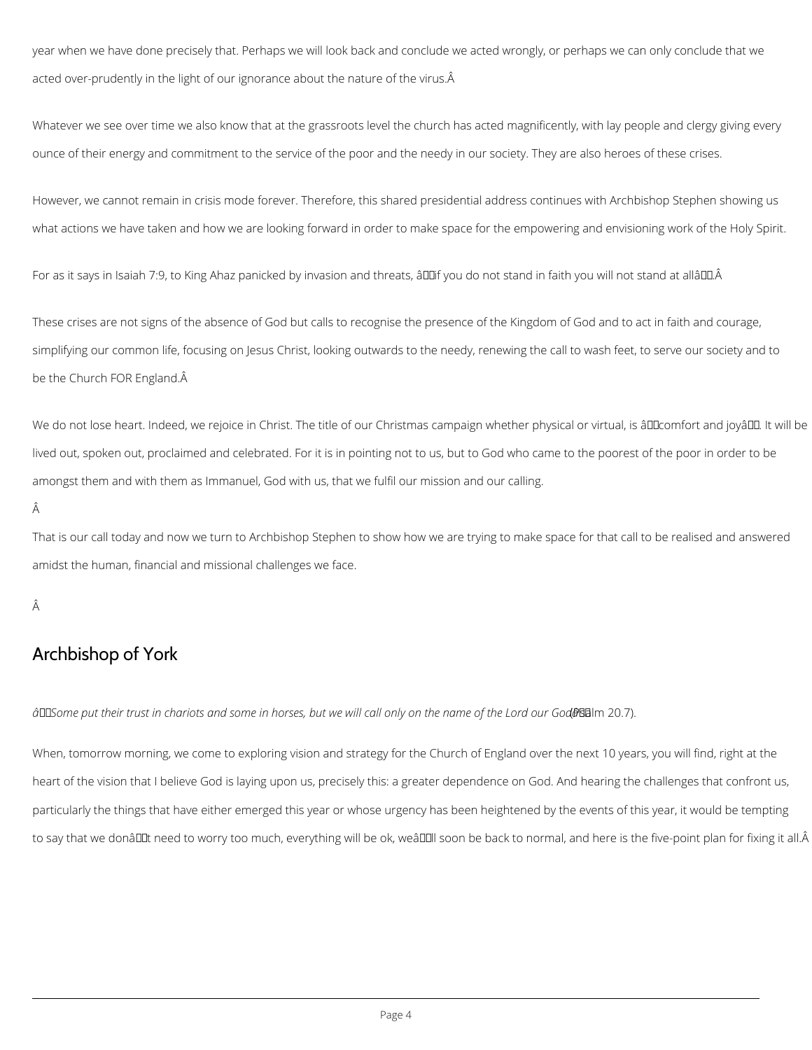year when we have done precisely that. Perhaps we will look back and conclude we acted wrongly, or perhaps we can only conclude that we acted over-prudently in the light of our ignorance about the nature of the virus.Â

Whatever we see over time we also know that at the grassroots level the church has acted magnificently, with lay people and clergy giving every ounce of their energy and commitment to the service of the poor and the needy in our society. They are also heroes of these crises.

However, we cannot remain in crisis mode forever. Therefore, this shared presidential address continues with Archbishop Stephen showing us what actions we have taken and how we are looking forward in order to make space for the empowering and envisioning work of the Holy Spirit.

For as it says in Isaiah 7:9, to King Ahaz panicked by invasion and threats, â if you do not stand in faith you will not stand at allâ .Â

These crises are not signs of the absence of God but calls to recognise the presence of the Kingdom of God and to act in faith and courage, simplifying our common life, focusing on Jesus Christ, looking outwards to the needy, renewing the call to wash feet, to serve our society and to be the Church FOR England.Â

We do not lose heart. Indeed, we rejoice in Christ. The title of our Christmas campaign whether physical or virtual, is â comfort and joyâ . It will be lived out, spoken out, proclaimed and celebrated. For it is in pointing not to us, but to God who came to the poorest of the poor in order to be amongst them and with them as Immanuel, God with us, that we fulfil our mission and our calling.

Â

That is our call today and now we turn to Archbishop Stephen to show how we are trying to make space for that call to be realised and answered amidst the human, financial and missional challenges we face.

Â

## Archbishop of York

*â Some put their trust in chariots and some in horses, but we will call only on the name of the Lord our God* (Psalm 20.7).

When, tomorrow morning, we come to exploring vision and strategy for the Church of England over the next 10 years, you will find, right at the heart of the vision that I believe God is laying upon us, precisely this: a greater dependence on God. And hearing the challenges that confront us, particularly the things that have either emerged this year or whose urgency has been heightened by the events of this year, it would be tempting to say that we donâ t need to worry too much, everything will be ok, weâ ll soon be back to normal, and here is the five-point plan for fixing it all.Â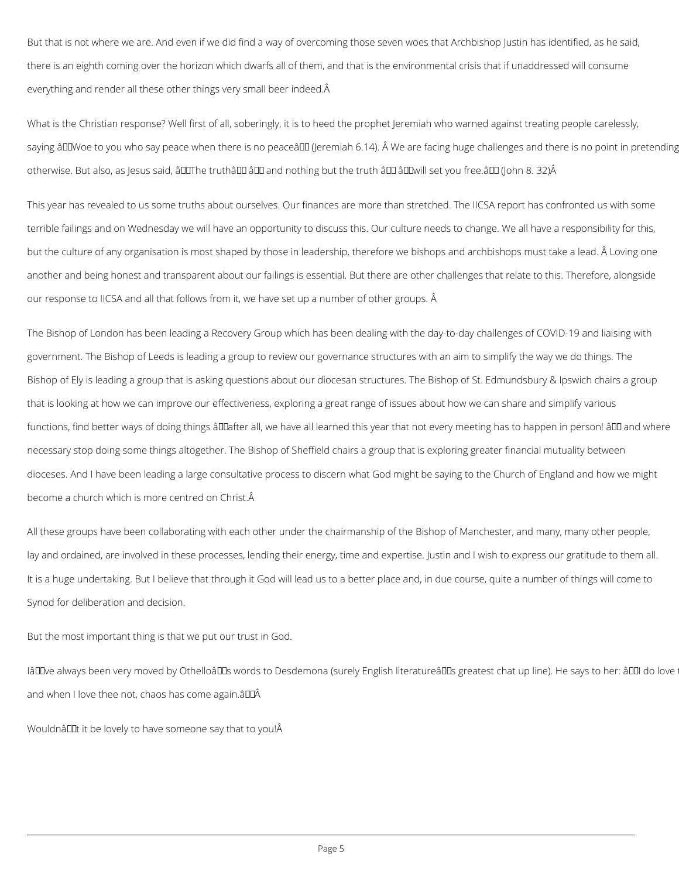But that is not where we are. And even if we did find a way of overcoming those seven woes that Archbishop Justin has identified, as he said, there is an eighth coming over the horizon which dwarfs all of them, and that is the environmental crisis that if unaddressed will consume everything and render all these other things very small beer indeed. 

What is the Christian response? Well first of all, soberingly, it is to heed the prophet Jeremiah who warned against treating people carelessly, saying "Woe to you who say peace when there is no peace" (Jeremiah 6.14).  We are facing huge challenges and there is no point in pretending otherwise. But also, as Jesus said, "The truth" – and nothing but the truth – "will set you free." (John 8. 32) 

This year has revealed to us some truths about ourselves. Our finances are more than stretched. The IICSA report has confronted us with some terrible failings and on Wednesday we will have an opportunity to discuss this. Our culture needs to change. We all have a responsibility for this, but the culture of any organisation is most shaped by those in leadership, therefore we bishops and archbishops must take a lead.  Loving one another and being honest and transparent about our failings is essential. But there are other challenges that relate to this. Therefore, alongside our response to IICSA and all that follows from it, we have set up a number of other groups. 

The Bishop of London has been leading a Recovery Group which has been dealing with the day-to-day challenges of COVID-19 and liaising with government. The Bishop of Leeds is leading a group to review our governance structures with an aim to simplify the way we do things. The Bishop of Ely is leading a group that is asking questions about our diocesan structures. The Bishop of St. Edmundsbury & Ipswich chairs a group that is looking at how we can improve our effectiveness, exploring a great range of issues about how we can share and simplify various functions, find better ways of doing things – after all, we have all learned this year that not every meeting has to happen in person! – and where necessary stop doing some things altogether. The Bishop of Sheffield chairs a group that is exploring greater financial mutuality between dioceses. And I have been leading a large consultative process to discern what God might be saying to the Church of England and how we might become a church which is more centred on Christ. 

All these groups have been collaborating with each other under the chairmanship of the Bishop of Manchester, and many, many other people, lay and ordained, are involved in these processes, lending their energy, time and expertise. Justin and I wish to express our gratitude to them all. It is a huge undertaking. But I believe that through it God will lead us to a better place and, in due course, quite a number of things will come to Synod for deliberation and decision.

But the most important thing is that we put our trust in God.

I've always been very moved by Othello's words to Desdemona (surely English literature's greatest chat up line). He says to her: "I do love t and when I love thee not, chaos has come again." 

Wouldn't it be lovely to have someone say that to you!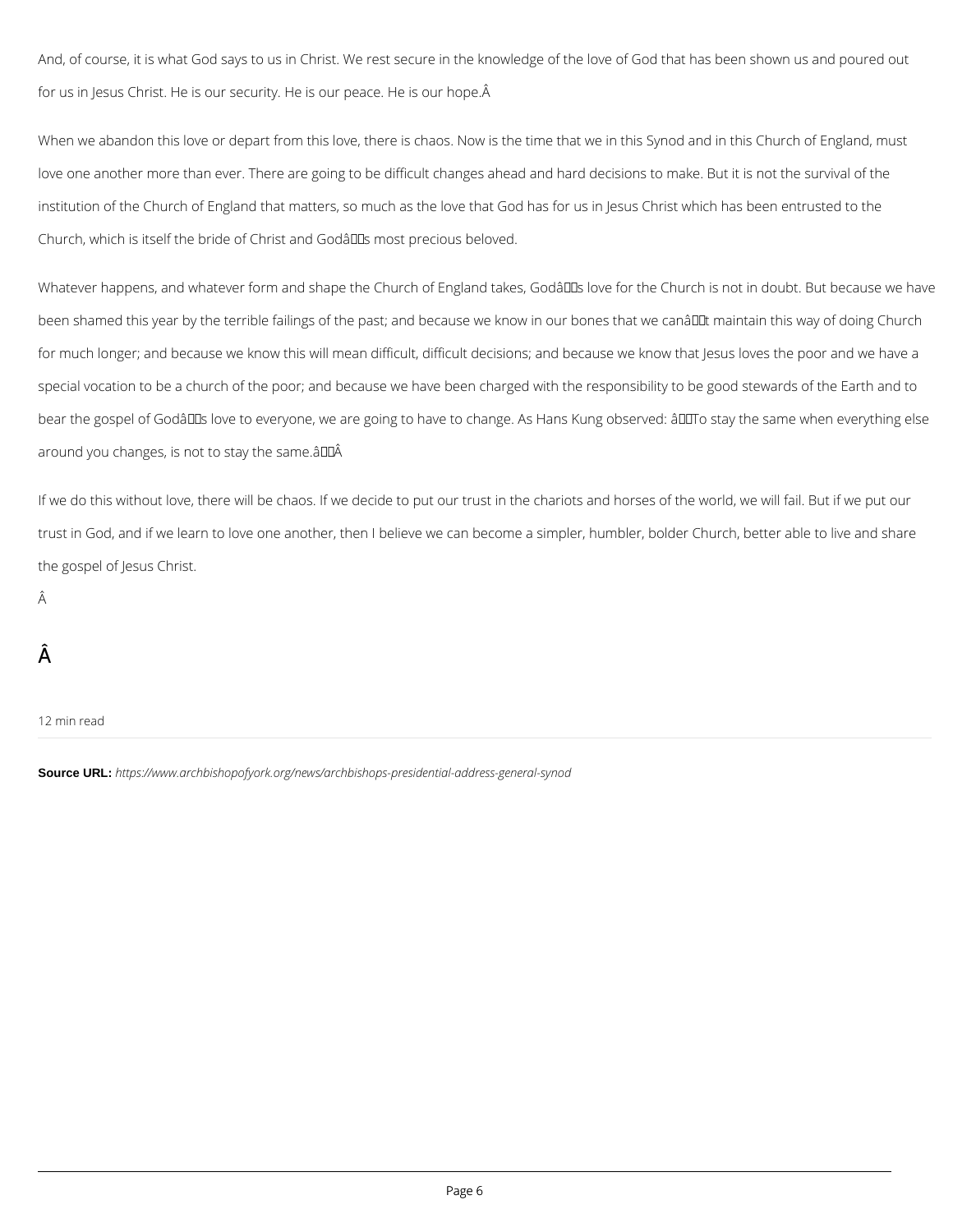And, of course, it is what God says to us in Christ. We rest secure in the knowledge of the love of God that has been shown us and poured out for us in Jesus Christ. He is our security. He is our peace. He is our hope.Â

When we abandon this love or depart from this love, there is chaos. Now is the time that we in this Synod and in this Church of England, must love one another more than ever. There are going to be difficult changes ahead and hard decisions to make. But it is not the survival of the institution of the Church of England that matters, so much as the love that God has for us in Jesus Christ which has been entrusted to the Church, which is itself the bride of Christ and Godâs most precious beloved.

Whatever happens, and whatever form and shape the Church of England takes, Godâs love for the Church is not in doubt. But because we have been shamed this year by the terrible failings of the past; and because we know in our bones that we canât maintain this way of doing Church for much longer; and because we know this will mean difficult, difficult decisions; and because we know that Jesus loves the poor and we have a special vocation to be a church of the poor; and because we have been charged with the responsibility to be good stewards of the Earth and to bear the gospel of Godâs love to everyone, we are going to have to change. As Hans Kung observed: âTo stay the same when everything else around you changes, is not to stay the same.âÂ

If we do this without love, there will be chaos. If we decide to put our trust in the chariots and horses of the world, we will fail. But if we put our trust in God, and if we learn to love one another, then I believe we can become a simpler, humbler, bolder Church, better able to live and share the gospel of Jesus Christ.

Â

## Â

12 min read

**Source URL:** *https://www.archbishopofyork.org/news/archbishops-presidential-address-general-synod*